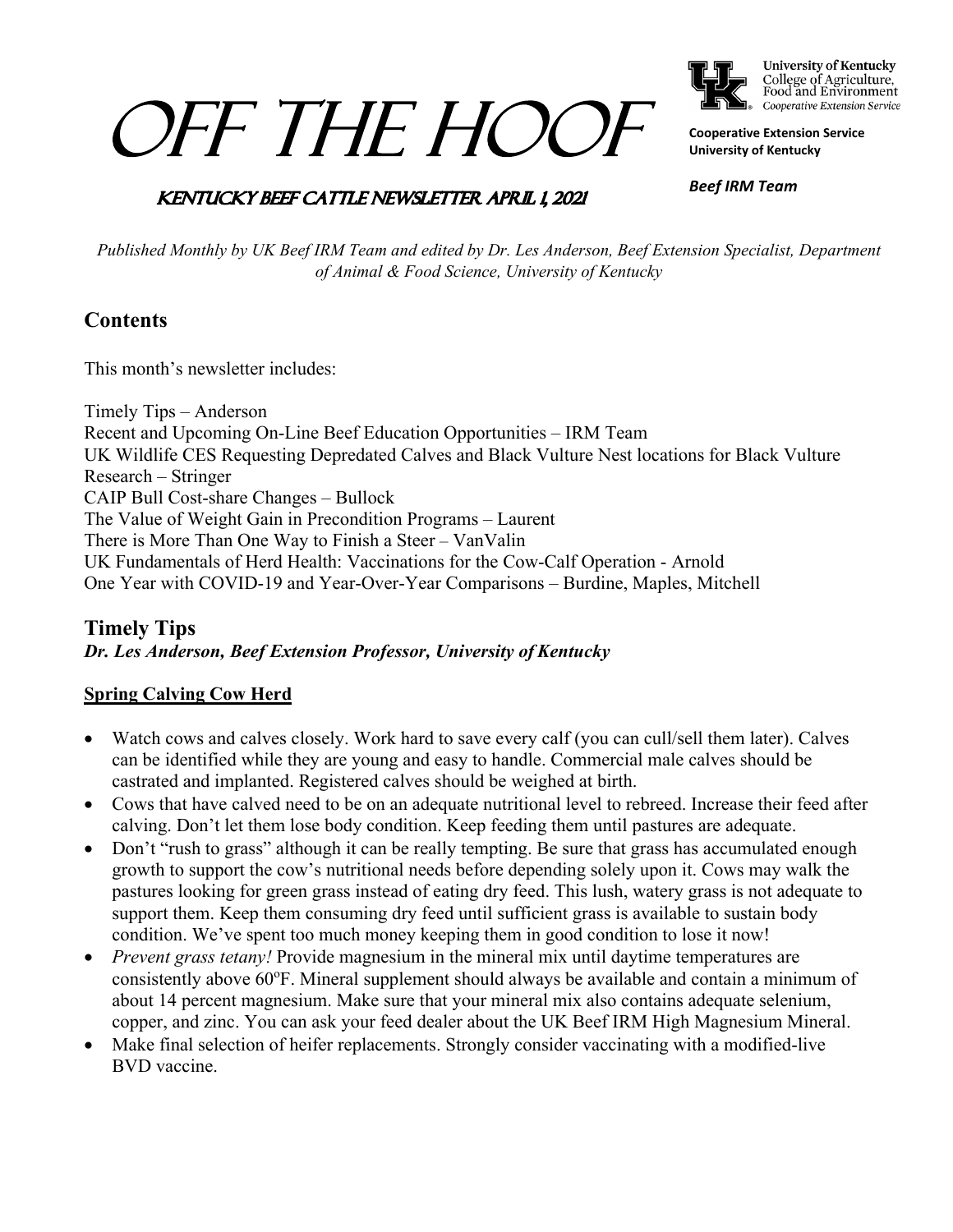# OFF THE HOOF

**Cooperative Extension Service**
**University of Kentucky**

***Beef IRM Team***

## KENTUCKY BEEF CATTLE NEWSLETTER APRIL 1, 2021

*Published Monthly by UK Beef IRM Team and edited by Dr. Les Anderson, Beef Extension Specialist, Department of Animal & Food Science, University of Kentucky*

## Contents

This month's newsletter includes:

Timely Tips – Anderson
Recent and Upcoming On-Line Beef Education Opportunities – IRM Team
UK Wildlife CES Requesting Depredated Calves and Black Vulture Nest locations for Black Vulture Research – Stringer
CAIP Bull Cost-share Changes – Bullock
The Value of Weight Gain in Precondition Programs – Laurent
There is More Than One Way to Finish a Steer – VanValin
UK Fundamentals of Herd Health: Vaccinations for the Cow-Calf Operation - Arnold
One Year with COVID-19 and Year-Over-Year Comparisons – Burdine, Maples, Mitchell

## Timely Tips

***Dr. Les Anderson, Beef Extension Professor, University of Kentucky***

### Spring Calving Cow Herd

- Watch cows and calves closely. Work hard to save every calf (you can cull/sell them later). Calves can be identified while they are young and easy to handle. Commercial male calves should be castrated and implanted. Registered calves should be weighed at birth.
- Cows that have calved need to be on an adequate nutritional level to rebreed. Increase their feed after calving. Don't let them lose body condition. Keep feeding them until pastures are adequate.
- Don't "rush to grass" although it can be really tempting. Be sure that grass has accumulated enough growth to support the cow's nutritional needs before depending solely upon it. Cows may walk the pastures looking for green grass instead of eating dry feed. This lush, watery grass is not adequate to support them. Keep them consuming dry feed until sufficient grass is available to sustain body condition. We've spent too much money keeping them in good condition to lose it now!
- *Prevent grass tetany!* Provide magnesium in the mineral mix until daytime temperatures are consistently above 60°F. Mineral supplement should always be available and contain a minimum of about 14 percent magnesium. Make sure that your mineral mix also contains adequate selenium, copper, and zinc. You can ask your feed dealer about the UK Beef IRM High Magnesium Mineral.
- Make final selection of heifer replacements. Strongly consider vaccinating with a modified-live BVD vaccine.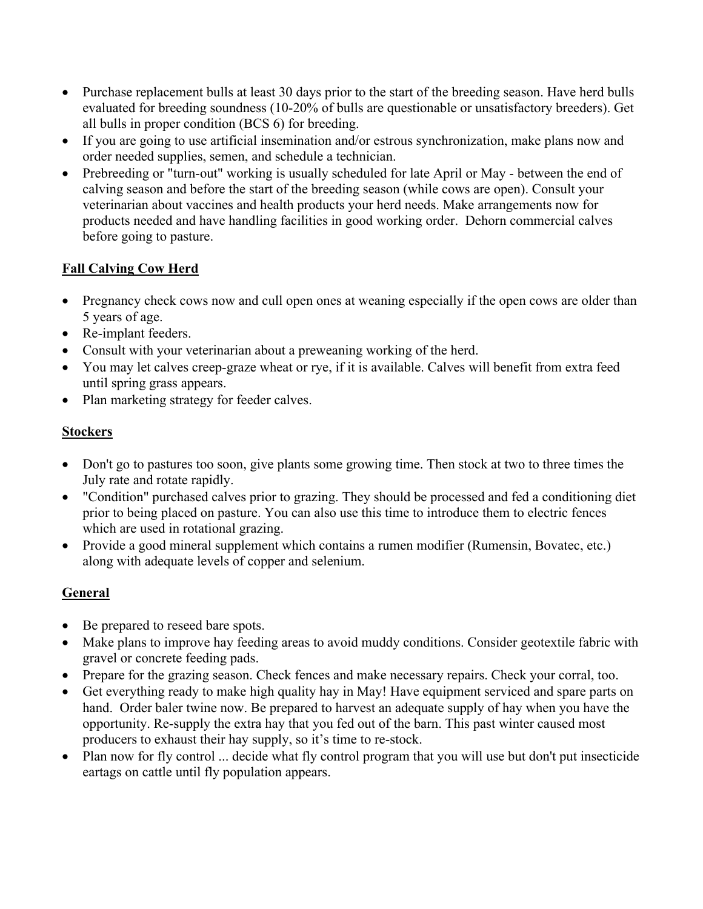- Purchase replacement bulls at least 30 days prior to the start of the breeding season. Have herd bulls evaluated for breeding soundness (10-20% of bulls are questionable or unsatisfactory breeders). Get all bulls in proper condition (BCS 6) for breeding.
- If you are going to use artificial insemination and/or estrous synchronization, make plans now and order needed supplies, semen, and schedule a technician.
- Prebreeding or "turn-out" working is usually scheduled for late April or May - between the end of calving season and before the start of the breeding season (while cows are open). Consult your veterinarian about vaccines and health products your herd needs. Make arrangements now for products needed and have handling facilities in good working order. Dehorn commercial calves before going to pasture.

## Fall Calving Cow Herd

- Pregnancy check cows now and cull open ones at weaning especially if the open cows are older than 5 years of age.
- Re-implant feeders.
- Consult with your veterinarian about a preweaning working of the herd.
- You may let calves creep-graze wheat or rye, if it is available. Calves will benefit from extra feed until spring grass appears.
- Plan marketing strategy for feeder calves.

## Stockers

- Don't go to pastures too soon, give plants some growing time. Then stock at two to three times the July rate and rotate rapidly.
- "Condition" purchased calves prior to grazing. They should be processed and fed a conditioning diet prior to being placed on pasture. You can also use this time to introduce them to electric fences which are used in rotational grazing.
- Provide a good mineral supplement which contains a rumen modifier (Rumensin, Bovatec, etc.) along with adequate levels of copper and selenium.

## General

- Be prepared to reseed bare spots.
- Make plans to improve hay feeding areas to avoid muddy conditions. Consider geotextile fabric with gravel or concrete feeding pads.
- Prepare for the grazing season. Check fences and make necessary repairs. Check your corral, too.
- Get everything ready to make high quality hay in May! Have equipment serviced and spare parts on hand. Order baler twine now. Be prepared to harvest an adequate supply of hay when you have the opportunity. Re-supply the extra hay that you fed out of the barn. This past winter caused most producers to exhaust their hay supply, so it's time to re-stock.
- Plan now for fly control ... decide what fly control program that you will use but don't put insecticide eartags on cattle until fly population appears.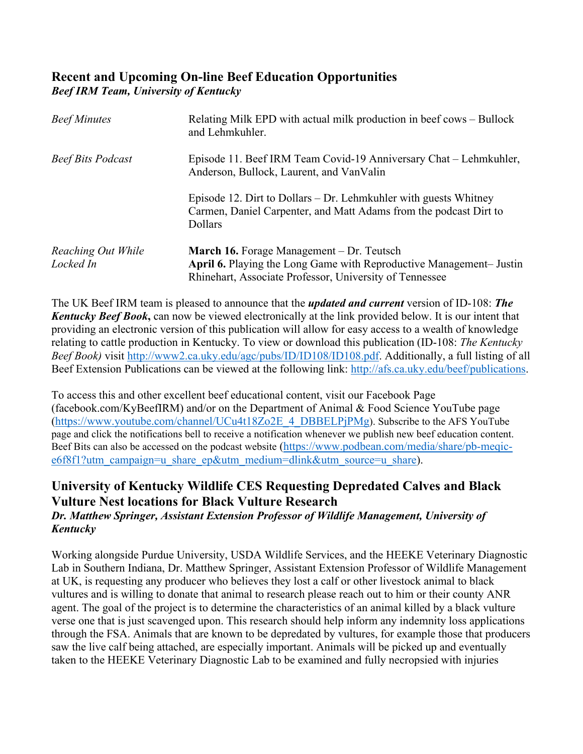## Recent and Upcoming On-line Beef Education Opportunities

***Beef IRM Team, University of Kentucky***

| | |
|---|---|
| *Beef Minutes* | Relating Milk EPD with actual milk production in beef cows – Bullock and Lehmkuhler. |
| *Beef Bits Podcast* | Episode 11. Beef IRM Team Covid-19 Anniversary Chat – Lehmkuhler, Anderson, Bullock, Laurent, and VanValin |
| | Episode 12. Dirt to Dollars – Dr. Lehmkuhler with guests Whitney Carmen, Daniel Carpenter, and Matt Adams from the podcast Dirt to Dollars |
| *Reaching Out While Locked In* | **March 16.** Forage Management – Dr. Teutsch<br>**April 6.** Playing the Long Game with Reproductive Management– Justin Rhinehart, Associate Professor, University of Tennessee |

The UK Beef IRM team is pleased to announce that the ***updated and current*** version of ID-108: ***The Kentucky Beef Book*,** can now be viewed electronically at the link provided below. It is our intent that providing an electronic version of this publication will allow for easy access to a wealth of knowledge relating to cattle production in Kentucky. To view or download this publication (ID-108: *The Kentucky Beef Book)* visit http://www2.ca.uky.edu/agc/pubs/ID/ID108/ID108.pdf. Additionally, a full listing of all Beef Extension Publications can be viewed at the following link: http://afs.ca.uky.edu/beef/publications.

To access this and other excellent beef educational content, visit our Facebook Page (facebook.com/KyBeefIRM) and/or on the Department of Animal & Food Science YouTube page (https://www.youtube.com/channel/UCu4t18Zo2E_4_DBBELPjPMg). Subscribe to the AFS YouTube page and click the notifications bell to receive a notification whenever we publish new beef education content. Beef Bits can also be accessed on the podcast website (https://www.podbean.com/media/share/pb-meqic-e6f8f1?utm_campaign=u_share_ep&utm_medium=dlink&utm_source=u_share).

## University of Kentucky Wildlife CES Requesting Depredated Calves and Black Vulture Nest locations for Black Vulture Research

***Dr. Matthew Springer, Assistant Extension Professor of Wildlife Management, University of Kentucky***

Working alongside Purdue University, USDA Wildlife Services, and the HEEKE Veterinary Diagnostic Lab in Southern Indiana, Dr. Matthew Springer, Assistant Extension Professor of Wildlife Management at UK, is requesting any producer who believes they lost a calf or other livestock animal to black vultures and is willing to donate that animal to research please reach out to him or their county ANR agent. The goal of the project is to determine the characteristics of an animal killed by a black vulture verse one that is just scavenged upon. This research should help inform any indemnity loss applications through the FSA. Animals that are known to be depredated by vultures, for example those that producers saw the live calf being attached, are especially important. Animals will be picked up and eventually taken to the HEEKE Veterinary Diagnostic Lab to be examined and fully necropsied with injuries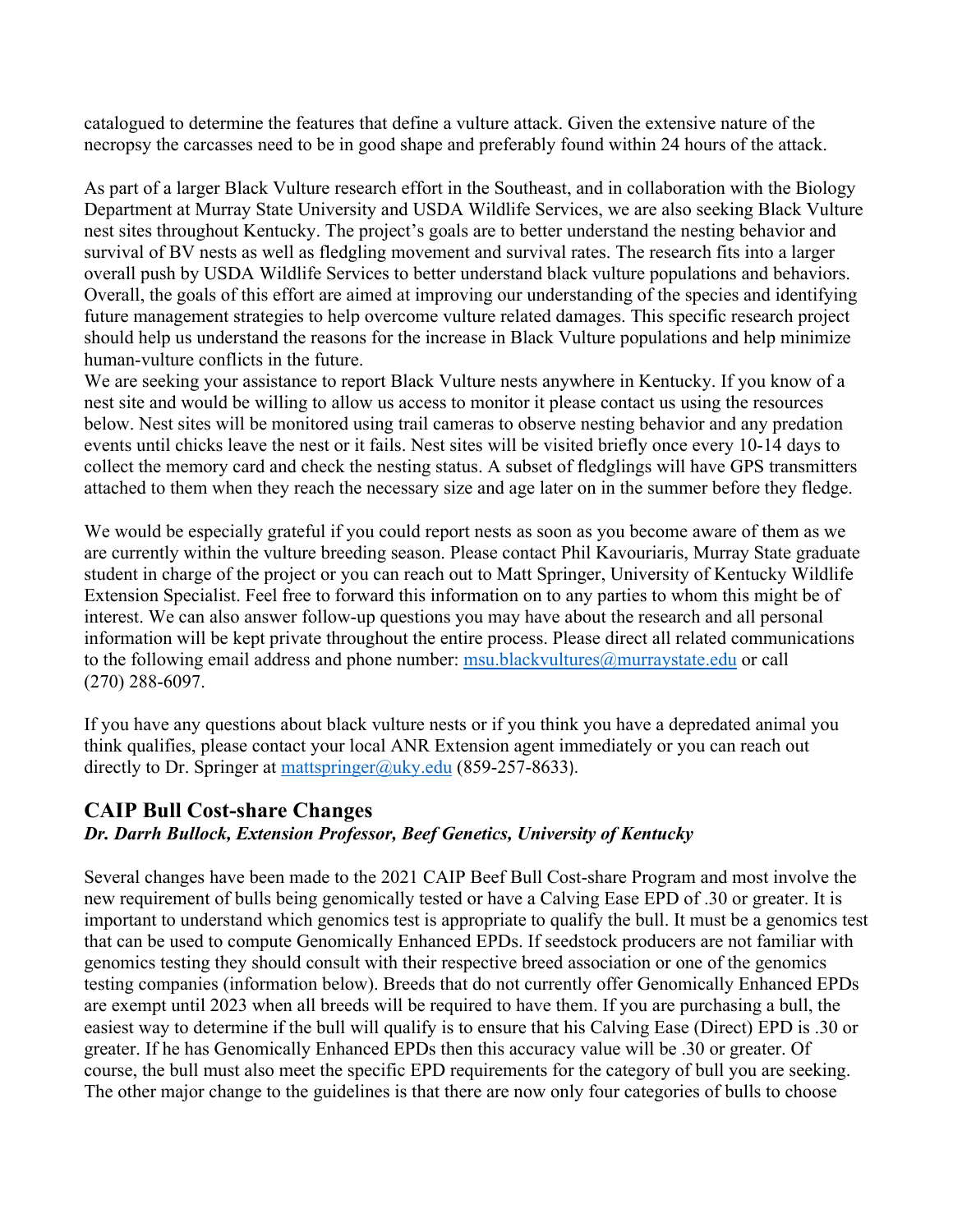catalogued to determine the features that define a vulture attack. Given the extensive nature of the necropsy the carcasses need to be in good shape and preferably found within 24 hours of the attack.

As part of a larger Black Vulture research effort in the Southeast, and in collaboration with the Biology Department at Murray State University and USDA Wildlife Services, we are also seeking Black Vulture nest sites throughout Kentucky. The project's goals are to better understand the nesting behavior and survival of BV nests as well as fledgling movement and survival rates. The research fits into a larger overall push by USDA Wildlife Services to better understand black vulture populations and behaviors. Overall, the goals of this effort are aimed at improving our understanding of the species and identifying future management strategies to help overcome vulture related damages. This specific research project should help us understand the reasons for the increase in Black Vulture populations and help minimize human-vulture conflicts in the future.

We are seeking your assistance to report Black Vulture nests anywhere in Kentucky. If you know of a nest site and would be willing to allow us access to monitor it please contact us using the resources below. Nest sites will be monitored using trail cameras to observe nesting behavior and any predation events until chicks leave the nest or it fails. Nest sites will be visited briefly once every 10-14 days to collect the memory card and check the nesting status. A subset of fledglings will have GPS transmitters attached to them when they reach the necessary size and age later on in the summer before they fledge.

We would be especially grateful if you could report nests as soon as you become aware of them as we are currently within the vulture breeding season. Please contact Phil Kavouriaris, Murray State graduate student in charge of the project or you can reach out to Matt Springer, University of Kentucky Wildlife Extension Specialist. Feel free to forward this information on to any parties to whom this might be of interest. We can also answer follow-up questions you may have about the research and all personal information will be kept private throughout the entire process. Please direct all related communications to the following email address and phone number: msu.blackvultures@murraystate.edu or call (270) 288-6097.

If you have any questions about black vulture nests or if you think you have a depredated animal you think qualifies, please contact your local ANR Extension agent immediately or you can reach out directly to Dr. Springer at mattspringer@uky.edu (859-257-8633).

## CAIP Bull Cost-share Changes

***Dr. Darrh Bullock, Extension Professor, Beef Genetics, University of Kentucky***

Several changes have been made to the 2021 CAIP Beef Bull Cost-share Program and most involve the new requirement of bulls being genomically tested or have a Calving Ease EPD of .30 or greater. It is important to understand which genomics test is appropriate to qualify the bull. It must be a genomics test that can be used to compute Genomically Enhanced EPDs. If seedstock producers are not familiar with genomics testing they should consult with their respective breed association or one of the genomics testing companies (information below). Breeds that do not currently offer Genomically Enhanced EPDs are exempt until 2023 when all breeds will be required to have them. If you are purchasing a bull, the easiest way to determine if the bull will qualify is to ensure that his Calving Ease (Direct) EPD is .30 or greater. If he has Genomically Enhanced EPDs then this accuracy value will be .30 or greater. Of course, the bull must also meet the specific EPD requirements for the category of bull you are seeking. The other major change to the guidelines is that there are now only four categories of bulls to choose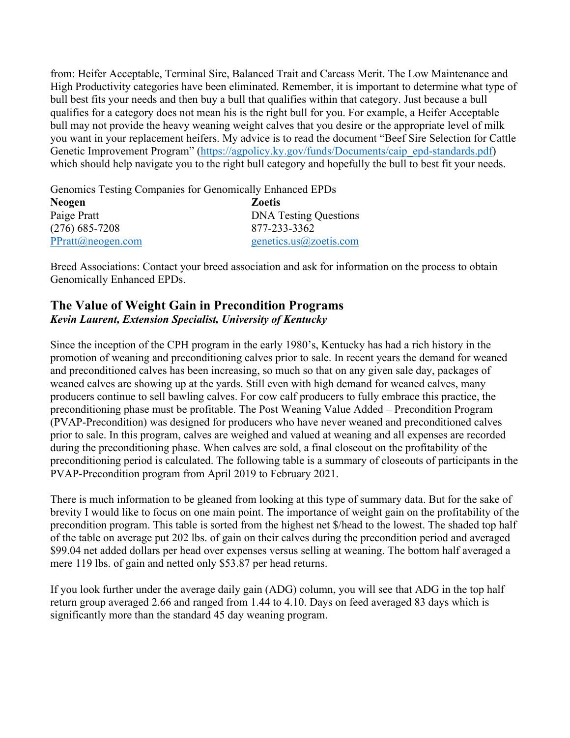from: Heifer Acceptable, Terminal Sire, Balanced Trait and Carcass Merit. The Low Maintenance and High Productivity categories have been eliminated. Remember, it is important to determine what type of bull best fits your needs and then buy a bull that qualifies within that category. Just because a bull qualifies for a category does not mean his is the right bull for you. For example, a Heifer Acceptable bull may not provide the heavy weaning weight calves that you desire or the appropriate level of milk you want in your replacement heifers. My advice is to read the document "Beef Sire Selection for Cattle Genetic Improvement Program" (https://agpolicy.ky.gov/funds/Documents/caip_epd-standards.pdf) which should help navigate you to the right bull category and hopefully the bull to best fit your needs.

Genomics Testing Companies for Genomically Enhanced EPDs

| **Neogen** | **Zoetis** |
|---|---|
| Paige Pratt | DNA Testing Questions |
| (276) 685-7208 | 877-233-3362 |
| PPratt@neogen.com | genetics.us@zoetis.com |

Breed Associations: Contact your breed association and ask for information on the process to obtain Genomically Enhanced EPDs.

## The Value of Weight Gain in Precondition Programs

***Kevin Laurent, Extension Specialist, University of Kentucky***

Since the inception of the CPH program in the early 1980's, Kentucky has had a rich history in the promotion of weaning and preconditioning calves prior to sale. In recent years the demand for weaned and preconditioned calves has been increasing, so much so that on any given sale day, packages of weaned calves are showing up at the yards. Still even with high demand for weaned calves, many producers continue to sell bawling calves. For cow calf producers to fully embrace this practice, the preconditioning phase must be profitable. The Post Weaning Value Added – Precondition Program (PVAP-Precondition) was designed for producers who have never weaned and preconditioned calves prior to sale. In this program, calves are weighed and valued at weaning and all expenses are recorded during the preconditioning phase. When calves are sold, a final closeout on the profitability of the preconditioning period is calculated. The following table is a summary of closeouts of participants in the PVAP-Precondition program from April 2019 to February 2021.

There is much information to be gleaned from looking at this type of summary data. But for the sake of brevity I would like to focus on one main point. The importance of weight gain on the profitability of the precondition program. This table is sorted from the highest net $/head to the lowest. The shaded top half of the table on average put 202 lbs. of gain on their calves during the precondition period and averaged $99.04 net added dollars per head over expenses versus selling at weaning. The bottom half averaged a mere 119 lbs. of gain and netted only $53.87 per head returns.

If you look further under the average daily gain (ADG) column, you will see that ADG in the top half return group averaged 2.66 and ranged from 1.44 to 4.10. Days on feed averaged 83 days which is significantly more than the standard 45 day weaning program.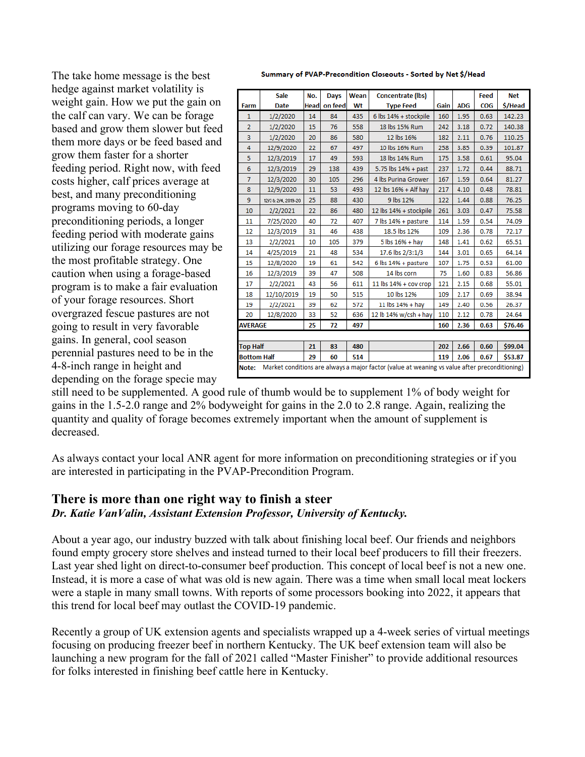The take home message is the best hedge against market volatility is weight gain. How we put the gain on the calf can vary. We can be forage based and grow them slower but feed them more days or be feed based and grow them faster for a shorter feeding period. Right now, with feed costs higher, calf prices average at best, and many preconditioning programs moving to 60-day preconditioning periods, a longer feeding period with moderate gains utilizing our forage resources may be the most profitable strategy. One caution when using a forage-based program is to make a fair evaluation of your forage resources. Short overgrazed fescue pastures are not going to result in very favorable gains. In general, cool season perennial pastures need to be in the 4-8-inch range in height and depending on the forage specie may still need to be supplemented. A good rule of thumb would be to supplement 1% of body weight for gains in the 1.5-2.0 range and 2% bodyweight for gains in the 2.0 to 2.8 range. Again, realizing the quantity and quality of forage becomes extremely important when the amount of supplement is decreased.

**Summary of PVAP-Precondition Closeouts - Sorted by Net $/Head**

| Farm | Sale Date | No. Head | Days on feed | Wean Wt | Concentrate (lbs) Type Feed | Gain | ADG | Feed COG | Net $/Head |
|---|---|---|---|---|---|---|---|---|---|
| 1 | 1/2/2020 | 14 | 84 | 435 | 6 lbs 14% + stockpile | 160 | 1.95 | 0.63 | 142.23 |
| 2 | 1/2/2020 | 15 | 76 | 558 | 18 lbs 15% Rum | 242 | 3.18 | 0.72 | 140.38 |
| 3 | 1/2/2020 | 20 | 86 | 580 | 12 lbs 16% | 182 | 2.11 | 0.76 | 110.25 |
| 4 | 12/9/2020 | 22 | 67 | 497 | 10 lbs 16% Rum | 258 | 3.85 | 0.39 | 101.87 |
| 5 | 12/3/2019 | 17 | 49 | 593 | 18 lbs 14% Rum | 175 | 3.58 | 0.61 | 95.04 |
| 6 | 12/3/2019 | 29 | 138 | 439 | 5.75 lbs 14% + past | 237 | 1.72 | 0.44 | 88.71 |
| 7 | 12/3/2020 | 30 | 105 | 296 | 4 lbs Purina Grower | 167 | 1.59 | 0.64 | 81.27 |
| 8 | 12/9/2020 | 11 | 53 | 493 | 12 lbs 16% + Alf hay | 217 | 4.10 | 0.48 | 78.81 |
| 9 | 12/3 & 2/4, 2019-20 | 25 | 88 | 430 | 9 lbs 12% | 122 | 1.44 | 0.88 | 76.25 |
| 10 | 2/2/2021 | 22 | 86 | 480 | 12 lbs 14% + stockpile | 261 | 3.03 | 0.47 | 75.58 |
| 11 | 7/25/2020 | 40 | 72 | 407 | 7 lbs 14% + pasture | 114 | 1.59 | 0.54 | 74.09 |
| 12 | 12/3/2019 | 31 | 46 | 438 | 18.5 lbs 12% | 109 | 2.36 | 0.78 | 72.17 |
| 13 | 2/2/2021 | 10 | 105 | 379 | 5 lbs 16% + hay | 148 | 1.41 | 0.62 | 65.51 |
| 14 | 4/25/2019 | 21 | 48 | 534 | 17.6 lbs 2/3:1/3 | 144 | 3.01 | 0.65 | 64.14 |
| 15 | 12/8/2020 | 19 | 61 | 542 | 6 lbs 14% + pasture | 107 | 1.75 | 0.53 | 61.00 |
| 16 | 12/3/2019 | 39 | 47 | 508 | 14 lbs corn | 75 | 1.60 | 0.83 | 56.86 |
| 17 | 2/2/2021 | 43 | 56 | 611 | 11 lbs 14% + cov crop | 121 | 2.15 | 0.68 | 55.01 |
| 18 | 12/10/2019 | 19 | 50 | 515 | 10 lbs 12% | 109 | 2.17 | 0.69 | 38.94 |
| 19 | 2/2/2021 | 39 | 62 | 572 | 11 lbs 14% + hay | 149 | 2.40 | 0.56 | 26.37 |
| 20 | 12/8/2020 | 33 | 52 | 636 | 12 lb 14% w/csh + hay | 110 | 2.12 | 0.78 | 24.64 |
| **AVERAGE** | | **25** | **72** | **497** | | **160** | **2.36** | **0.63** | **$76.46** |
| | | | | | | | | | |
| **Top Half** | | **21** | **83** | **480** | | **202** | **2.66** | **0.60** | **$99.04** |
| **Bottom Half** | | **29** | **60** | **514** | | **119** | **2.06** | **0.67** | **$53.87** |

**Note:** Market conditions are always a major factor (value at weaning vs value after preconditioning)

As always contact your local ANR agent for more information on preconditioning strategies or if you are interested in participating in the PVAP-Precondition Program.

## There is more than one right way to finish a steer

***Dr. Katie VanValin, Assistant Extension Professor, University of Kentucky.***

About a year ago, our industry buzzed with talk about finishing local beef. Our friends and neighbors found empty grocery store shelves and instead turned to their local beef producers to fill their freezers. Last year shed light on direct-to-consumer beef production. This concept of local beef is not a new one. Instead, it is more a case of what was old is new again. There was a time when small local meat lockers were a staple in many small towns. With reports of some processors booking into 2022, it appears that this trend for local beef may outlast the COVID-19 pandemic.

Recently a group of UK extension agents and specialists wrapped up a 4-week series of virtual meetings focusing on producing freezer beef in northern Kentucky. The UK beef extension team will also be launching a new program for the fall of 2021 called "Master Finisher" to provide additional resources for folks interested in finishing beef cattle here in Kentucky.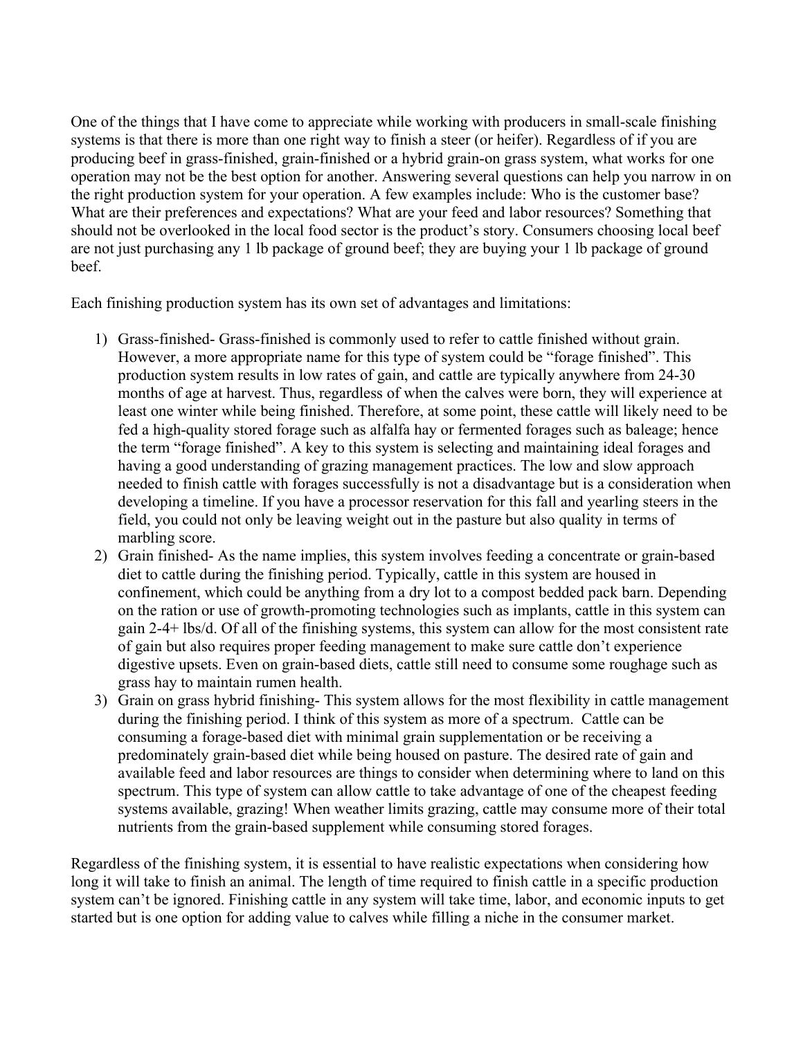One of the things that I have come to appreciate while working with producers in small-scale finishing systems is that there is more than one right way to finish a steer (or heifer). Regardless of if you are producing beef in grass-finished, grain-finished or a hybrid grain-on grass system, what works for one operation may not be the best option for another. Answering several questions can help you narrow in on the right production system for your operation. A few examples include: Who is the customer base? What are their preferences and expectations? What are your feed and labor resources? Something that should not be overlooked in the local food sector is the product's story. Consumers choosing local beef are not just purchasing any 1 lb package of ground beef; they are buying your 1 lb package of ground beef.

Each finishing production system has its own set of advantages and limitations:

1) Grass-finished- Grass-finished is commonly used to refer to cattle finished without grain. However, a more appropriate name for this type of system could be "forage finished". This production system results in low rates of gain, and cattle are typically anywhere from 24-30 months of age at harvest. Thus, regardless of when the calves were born, they will experience at least one winter while being finished. Therefore, at some point, these cattle will likely need to be fed a high-quality stored forage such as alfalfa hay or fermented forages such as baleage; hence the term "forage finished". A key to this system is selecting and maintaining ideal forages and having a good understanding of grazing management practices. The low and slow approach needed to finish cattle with forages successfully is not a disadvantage but is a consideration when developing a timeline. If you have a processor reservation for this fall and yearling steers in the field, you could not only be leaving weight out in the pasture but also quality in terms of marbling score.
2) Grain finished- As the name implies, this system involves feeding a concentrate or grain-based diet to cattle during the finishing period. Typically, cattle in this system are housed in confinement, which could be anything from a dry lot to a compost bedded pack barn. Depending on the ration or use of growth-promoting technologies such as implants, cattle in this system can gain 2-4+ lbs/d. Of all of the finishing systems, this system can allow for the most consistent rate of gain but also requires proper feeding management to make sure cattle don't experience digestive upsets. Even on grain-based diets, cattle still need to consume some roughage such as grass hay to maintain rumen health.
3) Grain on grass hybrid finishing- This system allows for the most flexibility in cattle management during the finishing period. I think of this system as more of a spectrum. Cattle can be consuming a forage-based diet with minimal grain supplementation or be receiving a predominately grain-based diet while being housed on pasture. The desired rate of gain and available feed and labor resources are things to consider when determining where to land on this spectrum. This type of system can allow cattle to take advantage of one of the cheapest feeding systems available, grazing! When weather limits grazing, cattle may consume more of their total nutrients from the grain-based supplement while consuming stored forages.

Regardless of the finishing system, it is essential to have realistic expectations when considering how long it will take to finish an animal. The length of time required to finish cattle in a specific production system can't be ignored. Finishing cattle in any system will take time, labor, and economic inputs to get started but is one option for adding value to calves while filling a niche in the consumer market.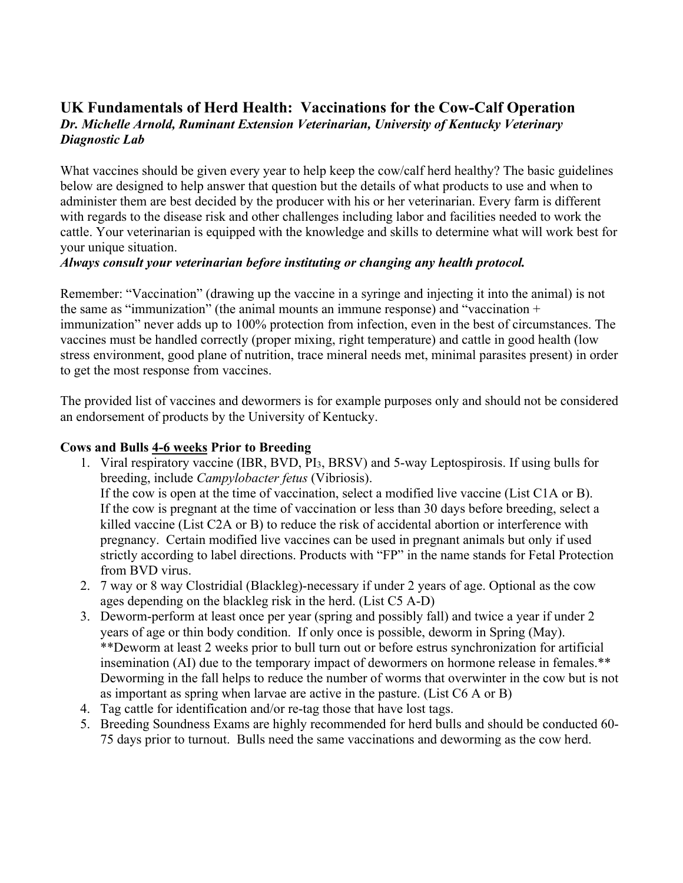## UK Fundamentals of Herd Health: Vaccinations for the Cow-Calf Operation

***Dr. Michelle Arnold, Ruminant Extension Veterinarian, University of Kentucky Veterinary Diagnostic Lab***

What vaccines should be given every year to help keep the cow/calf herd healthy? The basic guidelines below are designed to help answer that question but the details of what products to use and when to administer them are best decided by the producer with his or her veterinarian. Every farm is different with regards to the disease risk and other challenges including labor and facilities needed to work the cattle. Your veterinarian is equipped with the knowledge and skills to determine what will work best for your unique situation.

***Always consult your veterinarian before instituting or changing any health protocol.***

Remember: "Vaccination" (drawing up the vaccine in a syringe and injecting it into the animal) is not the same as "immunization" (the animal mounts an immune response) and "vaccination + immunization" never adds up to 100% protection from infection, even in the best of circumstances. The vaccines must be handled correctly (proper mixing, right temperature) and cattle in good health (low stress environment, good plane of nutrition, trace mineral needs met, minimal parasites present) in order to get the most response from vaccines.

The provided list of vaccines and dewormers is for example purposes only and should not be considered an endorsement of products by the University of Kentucky.

**Cows and Bulls <u>4-6 weeks</u> Prior to Breeding**

1. Viral respiratory vaccine (IBR, BVD, $PI_3$, BRSV) and 5-way Leptospirosis. If using bulls for breeding, include *Campylobacter fetus* (Vibriosis).
   If the cow is open at the time of vaccination, select a modified live vaccine (List C1A or B).
   If the cow is pregnant at the time of vaccination or less than 30 days before breeding, select a killed vaccine (List C2A or B) to reduce the risk of accidental abortion or interference with pregnancy. Certain modified live vaccines can be used in pregnant animals but only if used strictly according to label directions. Products with "FP" in the name stands for Fetal Protection from BVD virus.
2. 7 way or 8 way Clostridial (Blackleg)-necessary if under 2 years of age. Optional as the cow ages depending on the blackleg risk in the herd. (List C5 A-D)
3. Deworm-perform at least once per year (spring and possibly fall) and twice a year if under 2 years of age or thin body condition. If only once is possible, deworm in Spring (May). **Deworm at least 2 weeks prior to bull turn out or before estrus synchronization for artificial insemination (AI) due to the temporary impact of dewormers on hormone release in females.** Deworming in the fall helps to reduce the number of worms that overwinter in the cow but is not as important as spring when larvae are active in the pasture. (List C6 A or B)
4. Tag cattle for identification and/or re-tag those that have lost tags.
5. Breeding Soundness Exams are highly recommended for herd bulls and should be conducted 60-75 days prior to turnout. Bulls need the same vaccinations and deworming as the cow herd.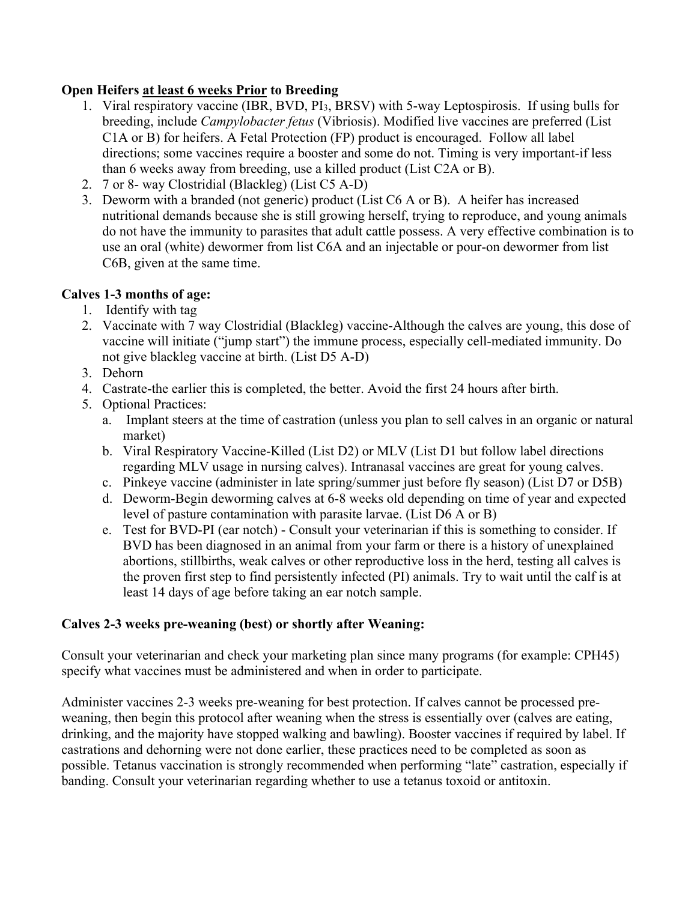**Open Heifers <u>at least 6 weeks Prior</u> to Breeding**

1. Viral respiratory vaccine (IBR, BVD, $PI_3$, BRSV) with 5-way Leptospirosis. If using bulls for breeding, include *Campylobacter fetus* (Vibriosis). Modified live vaccines are preferred (List C1A or B) for heifers. A Fetal Protection (FP) product is encouraged. Follow all label directions; some vaccines require a booster and some do not. Timing is very important-if less than 6 weeks away from breeding, use a killed product (List C2A or B).
2. 7 or 8- way Clostridial (Blackleg) (List C5 A-D)
3. Deworm with a branded (not generic) product (List C6 A or B). A heifer has increased nutritional demands because she is still growing herself, trying to reproduce, and young animals do not have the immunity to parasites that adult cattle possess. A very effective combination is to use an oral (white) dewormer from list C6A and an injectable or pour-on dewormer from list C6B, given at the same time.

**Calves 1-3 months of age:**

1. Identify with tag
2. Vaccinate with 7 way Clostridial (Blackleg) vaccine-Although the calves are young, this dose of vaccine will initiate ("jump start") the immune process, especially cell-mediated immunity. Do not give blackleg vaccine at birth. (List D5 A-D)
3. Dehorn
4. Castrate-the earlier this is completed, the better. Avoid the first 24 hours after birth.
5. Optional Practices:
   a. Implant steers at the time of castration (unless you plan to sell calves in an organic or natural market)
   b. Viral Respiratory Vaccine-Killed (List D2) or MLV (List D1 but follow label directions regarding MLV usage in nursing calves). Intranasal vaccines are great for young calves.
   c. Pinkeye vaccine (administer in late spring/summer just before fly season) (List D7 or D5B)
   d. Deworm-Begin deworming calves at 6-8 weeks old depending on time of year and expected level of pasture contamination with parasite larvae. (List D6 A or B)
   e. Test for BVD-PI (ear notch) - Consult your veterinarian if this is something to consider. If BVD has been diagnosed in an animal from your farm or there is a history of unexplained abortions, stillbirths, weak calves or other reproductive loss in the herd, testing all calves is the proven first step to find persistently infected (PI) animals. Try to wait until the calf is at least 14 days of age before taking an ear notch sample.

**Calves 2-3 weeks pre-weaning (best) or shortly after Weaning:**

Consult your veterinarian and check your marketing plan since many programs (for example: CPH45) specify what vaccines must be administered and when in order to participate.

Administer vaccines 2-3 weeks pre-weaning for best protection. If calves cannot be processed pre-weaning, then begin this protocol after weaning when the stress is essentially over (calves are eating, drinking, and the majority have stopped walking and bawling). Booster vaccines if required by label. If castrations and dehorning were not done earlier, these practices need to be completed as soon as possible. Tetanus vaccination is strongly recommended when performing "late" castration, especially if banding. Consult your veterinarian regarding whether to use a tetanus toxoid or antitoxin.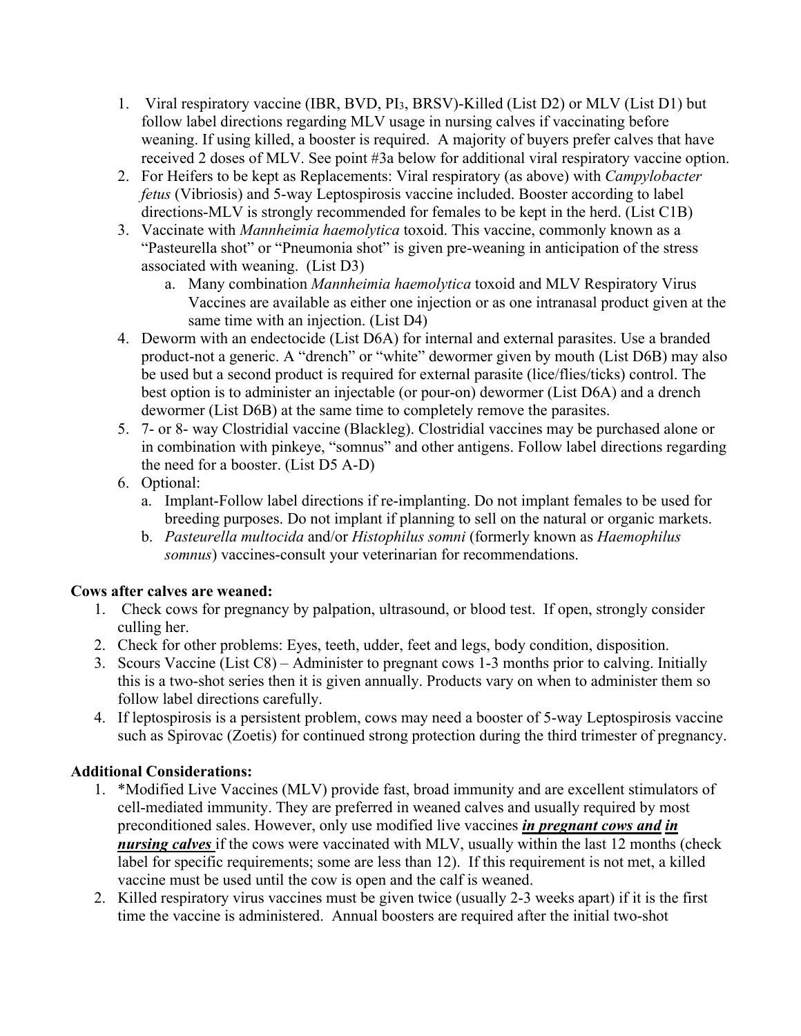1. Viral respiratory vaccine (IBR, BVD, $PI_3$, BRSV)-Killed (List D2) or MLV (List D1) but follow label directions regarding MLV usage in nursing calves if vaccinating before weaning. If using killed, a booster is required. A majority of buyers prefer calves that have received 2 doses of MLV. See point #3a below for additional viral respiratory vaccine option.
2. For Heifers to be kept as Replacements: Viral respiratory (as above) with *Campylobacter fetus* (Vibriosis) and 5-way Leptospirosis vaccine included. Booster according to label directions-MLV is strongly recommended for females to be kept in the herd. (List C1B)
3. Vaccinate with *Mannheimia haemolytica* toxoid. This vaccine, commonly known as a "Pasteurella shot" or "Pneumonia shot" is given pre-weaning in anticipation of the stress associated with weaning. (List D3)
   a. Many combination *Mannheimia haemolytica* toxoid and MLV Respiratory Virus Vaccines are available as either one injection or as one intranasal product given at the same time with an injection. (List D4)
4. Deworm with an endectocide (List D6A) for internal and external parasites. Use a branded product-not a generic. A "drench" or "white" dewormer given by mouth (List D6B) may also be used but a second product is required for external parasite (lice/flies/ticks) control. The best option is to administer an injectable (or pour-on) dewormer (List D6A) and a drench dewormer (List D6B) at the same time to completely remove the parasites.
5. 7- or 8- way Clostridial vaccine (Blackleg). Clostridial vaccines may be purchased alone or in combination with pinkeye, "somnus" and other antigens. Follow label directions regarding the need for a booster. (List D5 A-D)
6. Optional:
   a. Implant-Follow label directions if re-implanting. Do not implant females to be used for breeding purposes. Do not implant if planning to sell on the natural or organic markets.
   b. *Pasteurella multocida* and/or *Histophilus somni* (formerly known as *Haemophilus somnus*) vaccines-consult your veterinarian for recommendations.

**Cows after calves are weaned:**

1. Check cows for pregnancy by palpation, ultrasound, or blood test. If open, strongly consider culling her.
2. Check for other problems: Eyes, teeth, udder, feet and legs, body condition, disposition.
3. Scours Vaccine (List C8) – Administer to pregnant cows 1-3 months prior to calving. Initially this is a two-shot series then it is given annually. Products vary on when to administer them so follow label directions carefully.
4. If leptospirosis is a persistent problem, cows may need a booster of 5-way Leptospirosis vaccine such as Spirovac (Zoetis) for continued strong protection during the third trimester of pregnancy.

**Additional Considerations:**

1. *Modified Live Vaccines (MLV) provide fast, broad immunity and are excellent stimulators of cell-mediated immunity. They are preferred in weaned calves and usually required by most preconditioned sales. However, only use modified live vaccines ***in pregnant cows and in nursing calves*** if the cows were vaccinated with MLV, usually within the last 12 months (check label for specific requirements; some are less than 12). If this requirement is not met, a killed vaccine must be used until the cow is open and the calf is weaned.
2. Killed respiratory virus vaccines must be given twice (usually 2-3 weeks apart) if it is the first time the vaccine is administered. Annual boosters are required after the initial two-shot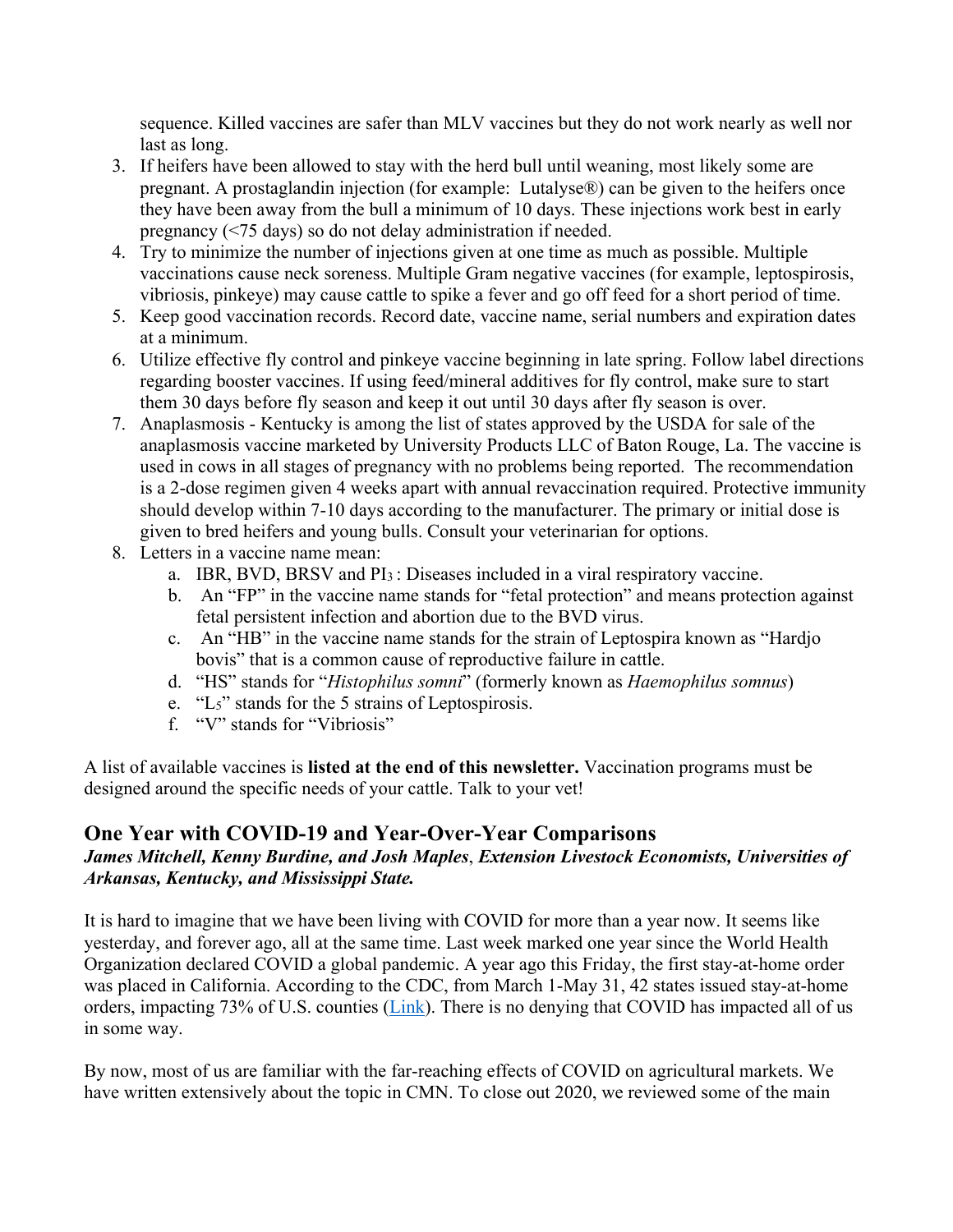sequence. Killed vaccines are safer than MLV vaccines but they do not work nearly as well nor last as long.

3. If heifers have been allowed to stay with the herd bull until weaning, most likely some are pregnant. A prostaglandin injection (for example: Lutalyse®) can be given to the heifers once they have been away from the bull a minimum of 10 days. These injections work best in early pregnancy (<75 days) so do not delay administration if needed.
4. Try to minimize the number of injections given at one time as much as possible. Multiple vaccinations cause neck soreness. Multiple Gram negative vaccines (for example, leptospirosis, vibriosis, pinkeye) may cause cattle to spike a fever and go off feed for a short period of time.
5. Keep good vaccination records. Record date, vaccine name, serial numbers and expiration dates at a minimum.
6. Utilize effective fly control and pinkeye vaccine beginning in late spring. Follow label directions regarding booster vaccines. If using feed/mineral additives for fly control, make sure to start them 30 days before fly season and keep it out until 30 days after fly season is over.
7. Anaplasmosis - Kentucky is among the list of states approved by the USDA for sale of the anaplasmosis vaccine marketed by University Products LLC of Baton Rouge, La. The vaccine is used in cows in all stages of pregnancy with no problems being reported. The recommendation is a 2-dose regimen given 4 weeks apart with annual revaccination required. Protective immunity should develop within 7-10 days according to the manufacturer. The primary or initial dose is given to bred heifers and young bulls. Consult your veterinarian for options.
8. Letters in a vaccine name mean:
   a. IBR, BVD, BRSV and $PI_3$ : Diseases included in a viral respiratory vaccine.
   b. An "FP" in the vaccine name stands for "fetal protection" and means protection against fetal persistent infection and abortion due to the BVD virus.
   c. An "HB" in the vaccine name stands for the strain of Leptospira known as "Hardjo bovis" that is a common cause of reproductive failure in cattle.
   d. "HS" stands for "*Histophilus somni*" (formerly known as *Haemophilus somnus*)
   e. "$L_5$" stands for the 5 strains of Leptospirosis.
   f. "V" stands for "Vibriosis"

A list of available vaccines is **listed at the end of this newsletter.** Vaccination programs must be designed around the specific needs of your cattle. Talk to your vet!

## One Year with COVID-19 and Year-Over-Year Comparisons

***James Mitchell, Kenny Burdine, and Josh Maples**, Extension Livestock Economists, Universities of Arkansas, Kentucky, and Mississippi State.*

It is hard to imagine that we have been living with COVID for more than a year now. It seems like yesterday, and forever ago, all at the same time. Last week marked one year since the World Health Organization declared COVID a global pandemic. A year ago this Friday, the first stay-at-home order was placed in California. According to the CDC, from March 1-May 31, 42 states issued stay-at-home orders, impacting 73% of U.S. counties (Link). There is no denying that COVID has impacted all of us in some way.

By now, most of us are familiar with the far-reaching effects of COVID on agricultural markets. We have written extensively about the topic in CMN. To close out 2020, we reviewed some of the main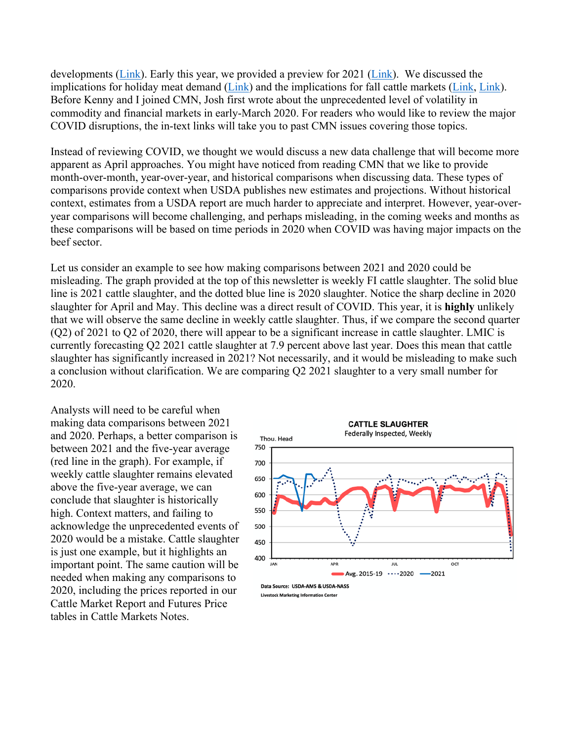developments ([Link](#)). Early this year, we provided a preview for 2021 ([Link](#)). We discussed the implications for holiday meat demand ([Link](#)) and the implications for fall cattle markets ([Link](#), [Link](#)). Before Kenny and I joined CMN, Josh first wrote about the unprecedented level of volatility in commodity and financial markets in early-March 2020. For readers who would like to review the major COVID disruptions, the in-text links will take you to past CMN issues covering those topics.

Instead of reviewing COVID, we thought we would discuss a new data challenge that will become more apparent as April approaches. You might have noticed from reading CMN that we like to provide month-over-month, year-over-year, and historical comparisons when discussing data. These types of comparisons provide context when USDA publishes new estimates and projections. Without historical context, estimates from a USDA report are much harder to appreciate and interpret. However, year-over-year comparisons will become challenging, and perhaps misleading, in the coming weeks and months as these comparisons will be based on time periods in 2020 when COVID was having major impacts on the beef sector.

Let us consider an example to see how making comparisons between 2021 and 2020 could be misleading. The graph provided at the top of this newsletter is weekly FI cattle slaughter. The solid blue line is 2021 cattle slaughter, and the dotted blue line is 2020 slaughter. Notice the sharp decline in 2020 slaughter for April and May. This decline was a direct result of COVID. This year, it is **highly** unlikely that we will observe the same decline in weekly cattle slaughter. Thus, if we compare the second quarter (Q2) of 2021 to Q2 of 2020, there will appear to be a significant increase in cattle slaughter. LMIC is currently forecasting Q2 2021 cattle slaughter at 7.9 percent above last year. Does this mean that cattle slaughter has significantly increased in 2021? Not necessarily, and it would be misleading to make such a conclusion without clarification. We are comparing Q2 2021 slaughter to a very small number for 2020.

Analysts will need to be careful when making data comparisons between 2021 and 2020. Perhaps, a better comparison is between 2021 and the five-year average (red line in the graph). For example, if weekly cattle slaughter remains elevated above the five-year average, we can conclude that slaughter is historically high. Context matters, and failing to acknowledge the unprecedented events of 2020 would be a mistake. Cattle slaughter is just one example, but it highlights an important point. The same caution will be needed when making any comparisons to 2020, including the prices reported in our Cattle Market Report and Futures Price tables in Cattle Markets Notes.

**CATTLE SLAUGHTER**
Federally Inspected, Weekly

Data Source: USDA-AMS & USDA-NASS
Livestock Marketing Information Center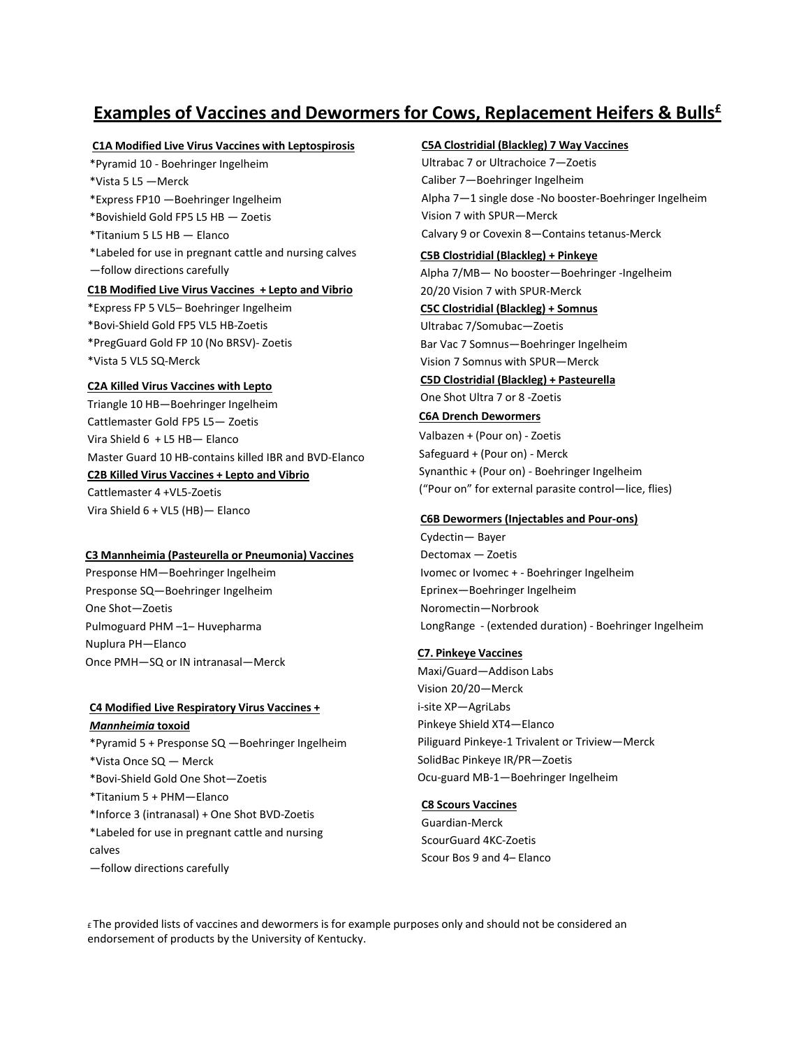# Examples of Vaccines and Dewormers for Cows, Replacement Heifers & Bulls£

**C1A Modified Live Virus Vaccines with Leptospirosis**

*Pyramid 10 - Boehringer Ingelheim
*Vista 5 L5 —Merck
*Express FP10 —Boehringer Ingelheim
*Bovishield Gold FP5 L5 HB — Zoetis
*Titanium 5 L5 HB — Elanco
*Labeled for use in pregnant cattle and nursing calves —follow directions carefully

**C1B Modified Live Virus Vaccines + Lepto and Vibrio**

*Express FP 5 VL5– Boehringer Ingelheim
*Bovi-Shield Gold FP5 VL5 HB-Zoetis
*PregGuard Gold FP 10 (No BRSV)- Zoetis
*Vista 5 VL5 SQ-Merck

**C2A Killed Virus Vaccines with Lepto**

Triangle 10 HB—Boehringer Ingelheim
Cattlemaster Gold FP5 L5— Zoetis
Vira Shield 6 + L5 HB— Elanco
Master Guard 10 HB-contains killed IBR and BVD-Elanco

**C2B Killed Virus Vaccines + Lepto and Vibrio**

Cattlemaster 4 +VL5-Zoetis
Vira Shield 6 + VL5 (HB)— Elanco

**C3 Mannheimia (Pasteurella or Pneumonia) Vaccines**

Presponse HM—Boehringer Ingelheim
Presponse SQ—Boehringer Ingelheim
One Shot—Zoetis
Pulmoguard PHM –1– Huvepharma
Nuplura PH—Elanco
Once PMH—SQ or IN intranasal—Merck

**C4 Modified Live Respiratory Virus Vaccines + *Mannheimia* toxoid**

*Pyramid 5 + Presponse SQ —Boehringer Ingelheim
*Vista Once SQ — Merck
*Bovi-Shield Gold One Shot—Zoetis
*Titanium 5 + PHM—Elanco
*Inforce 3 (intranasal) + One Shot BVD-Zoetis
*Labeled for use in pregnant cattle and nursing calves —follow directions carefully

**C5A Clostridial (Blackleg) 7 Way Vaccines**

Ultrabac 7 or Ultrachoice 7—Zoetis
Caliber 7—Boehringer Ingelheim
Alpha 7—1 single dose -No booster-Boehringer Ingelheim
Vision 7 with SPUR—Merck
Calvary 9 or Covexin 8—Contains tetanus-Merck

**C5B Clostridial (Blackleg) + Pinkeye**

Alpha 7/MB— No booster—Boehringer -Ingelheim
20/20 Vision 7 with SPUR-Merck

**C5C Clostridial (Blackleg) + Somnus**

Ultrabac 7/Somubac—Zoetis
Bar Vac 7 Somnus—Boehringer Ingelheim
Vision 7 Somnus with SPUR—Merck

**C5D Clostridial (Blackleg) + Pasteurella**

One Shot Ultra 7 or 8 -Zoetis

**C6A Drench Dewormers**

Valbazen + (Pour on) - Zoetis
Safeguard + (Pour on) - Merck
Synanthic + (Pour on) - Boehringer Ingelheim
("Pour on" for external parasite control—lice, flies)

**C6B Dewormers (Injectables and Pour-ons)**

Cydectin— Bayer
Dectomax — Zoetis
Ivomec or Ivomec + - Boehringer Ingelheim
Eprinex—Boehringer Ingelheim
Noromectin—Norbrook
LongRange - (extended duration) - Boehringer Ingelheim

**C7. Pinkeye Vaccines**

Maxi/Guard—Addison Labs
Vision 20/20—Merck
i-site XP—AgriLabs
Pinkeye Shield XT4—Elanco
Piliguard Pinkeye-1 Trivalent or Triview—Merck
SolidBac Pinkeye IR/PR—Zoetis
Ocu-guard MB-1—Boehringer Ingelheim

**C8 Scours Vaccines**

Guardian-Merck
ScourGuard 4KC-Zoetis
Scour Bos 9 and 4– Elanco

£ The provided lists of vaccines and dewormers is for example purposes only and should not be considered an endorsement of products by the University of Kentucky.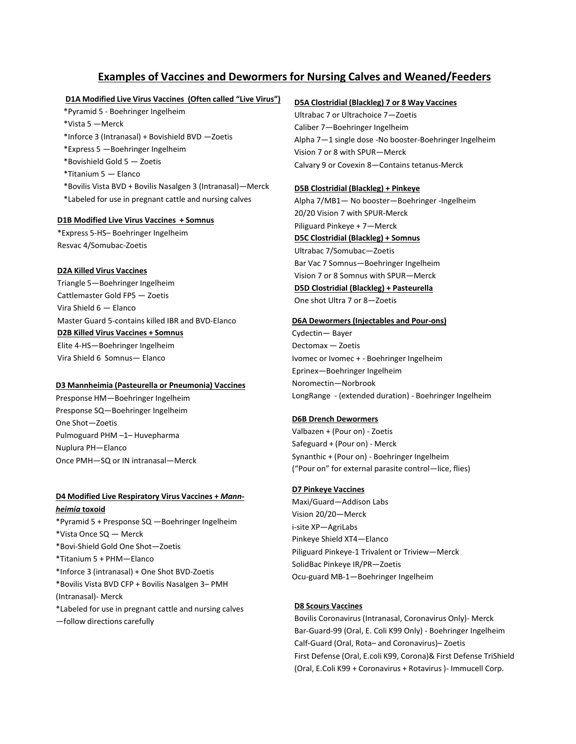# Examples of Vaccines and Dewormers for Nursing Calves and Weaned/Feeders

**D1A Modified Live Virus Vaccines (Often called "Live Virus")**

*Pyramid 5 - Boehringer Ingelheim
*Vista 5 —Merck
*Inforce 3 (Intranasal) + Bovishield BVD —Zoetis
*Express 5 —Boehringer Ingelheim
*Bovishield Gold 5 — Zoetis
*Titanium 5 — Elanco
*Bovilis Vista BVD + Bovilis Nasalgen 3 (Intranasal)—Merck
*Labeled for use in pregnant cattle and nursing calves

**D1B Modified Live Virus Vaccines + Somnus**

*Express 5-HS– Boehringer Ingelheim
Resvac 4/Somubac-Zoetis

**D2A Killed Virus Vaccines**

Triangle 5—Boehringer Ingelheim
Cattlemaster Gold FP5 — Zoetis
Vira Shield 6 — Elanco
Master Guard 5-contains killed IBR and BVD-Elanco

**D2B Killed Virus Vaccines + Somnus**

Elite 4-HS—Boehringer Ingelheim
Vira Shield 6 Somnus— Elanco

**D3 Mannheimia (Pasteurella or Pneumonia) Vaccines**

Presponse HM—Boehringer Ingelheim
Presponse SQ—Boehringer Ingelheim
One Shot—Zoetis
Pulmoguard PHM –1– Huvepharma
Nuplura PH—Elanco
Once PMH—SQ or IN intranasal—Merck

**D4 Modified Live Respiratory Virus Vaccines + *Mannheimia* toxoid**

*Pyramid 5 + Presponse SQ —Boehringer Ingelheim
*Vista Once SQ — Merck
*Bovi-Shield Gold One Shot—Zoetis
*Titanium 5 + PHM—Elanco
*Inforce 3 (intranasal) + One Shot BVD-Zoetis
*Bovilis Vista BVD CFP + Bovilis Nasalgen 3– PMH (Intranasal)- Merck
*Labeled for use in pregnant cattle and nursing calves —follow directions carefully

**D5A Clostridial (Blackleg) 7 or 8 Way Vaccines**

Ultrabac 7 or Ultrachoice 7—Zoetis
Caliber 7—Boehringer Ingelheim
Alpha 7—1 single dose -No booster-Boehringer Ingelheim
Vision 7 or 8 with SPUR—Merck
Calvary 9 or Covexin 8—Contains tetanus-Merck

**D5B Clostridial (Blackleg) + Pinkeye**

Alpha 7/MB1— No booster—Boehringer -Ingelheim
20/20 Vision 7 with SPUR-Merck
Piliguard Pinkeye + 7—Merck

**D5C Clostridial (Blackleg) + Somnus**

Ultrabac 7/Somubac—Zoetis
Bar Vac 7 Somnus—Boehringer Ingelheim
Vision 7 or 8 Somnus with SPUR—Merck

**D5D Clostridial (Blackleg) + Pasteurella**

One shot Ultra 7 or 8—Zoetis

**D6A Dewormers (Injectables and Pour-ons)**

Cydectin— Bayer
Dectomax — Zoetis
Ivomec or Ivomec + - Boehringer Ingelheim
Eprinex—Boehringer Ingelheim
Noromectin—Norbrook
LongRange - (extended duration) - Boehringer Ingelheim

**D6B Drench Dewormers**

Valbazen + (Pour on) - Zoetis
Safeguard + (Pour on) - Merck
Synanthic + (Pour on) - Boehringer Ingelheim
("Pour on" for external parasite control—lice, flies)

**D7 Pinkeye Vaccines**

Maxi/Guard—Addison Labs
Vision 20/20—Merck
i-site XP—AgriLabs
Pinkeye Shield XT4—Elanco
Piliguard Pinkeye-1 Trivalent or Triview—Merck
SolidBac Pinkeye IR/PR—Zoetis
Ocu-guard MB-1—Boehringer Ingelheim

**D8 Scours Vaccines**

Bovilis Coronavirus (Intranasal, Coronavirus Only)- Merck
Bar-Guard-99 (Oral, E. Coli K99 Only) - Boehringer Ingelheim
Calf-Guard (Oral, Rota– and Coronavirus)– Zoetis
First Defense (Oral, E.coli K99, Corona)& First Defense TriShield (Oral, E.Coli K99 + Coronavirus + Rotavirus )- Immucell Corp.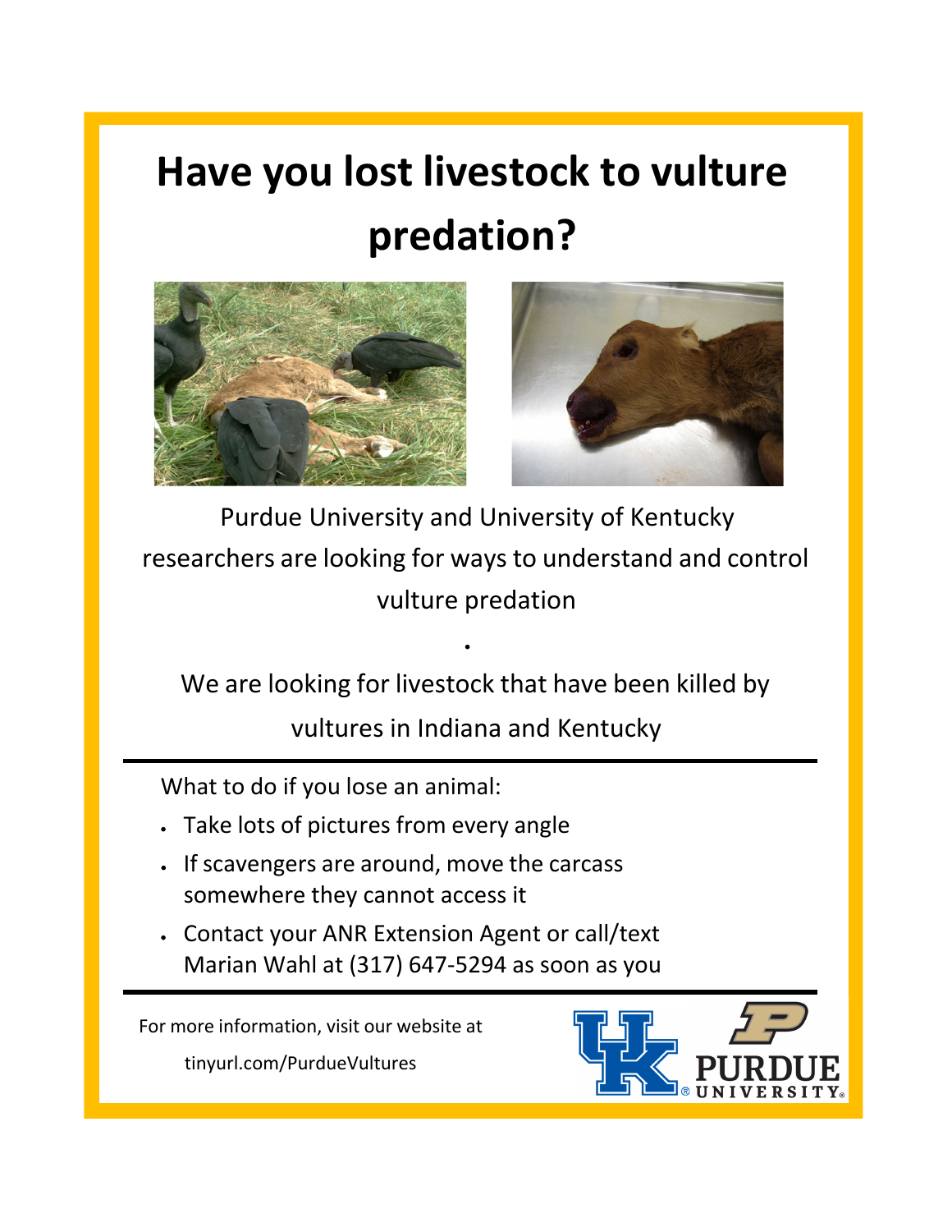# Have you lost livestock to vulture predation?

Purdue University and University of Kentucky researchers are looking for ways to understand and control vulture predation

.

We are looking for livestock that have been killed by vultures in Indiana and Kentucky

---

What to do if you lose an animal:

- Take lots of pictures from every angle
- If scavengers are around, move the carcass somewhere they cannot access it
- Contact your ANR Extension Agent or call/text Marian Wahl at (317) 647-5294 as soon as you

---

For more information, visit our website at

tinyurl.com/PurdueVultures